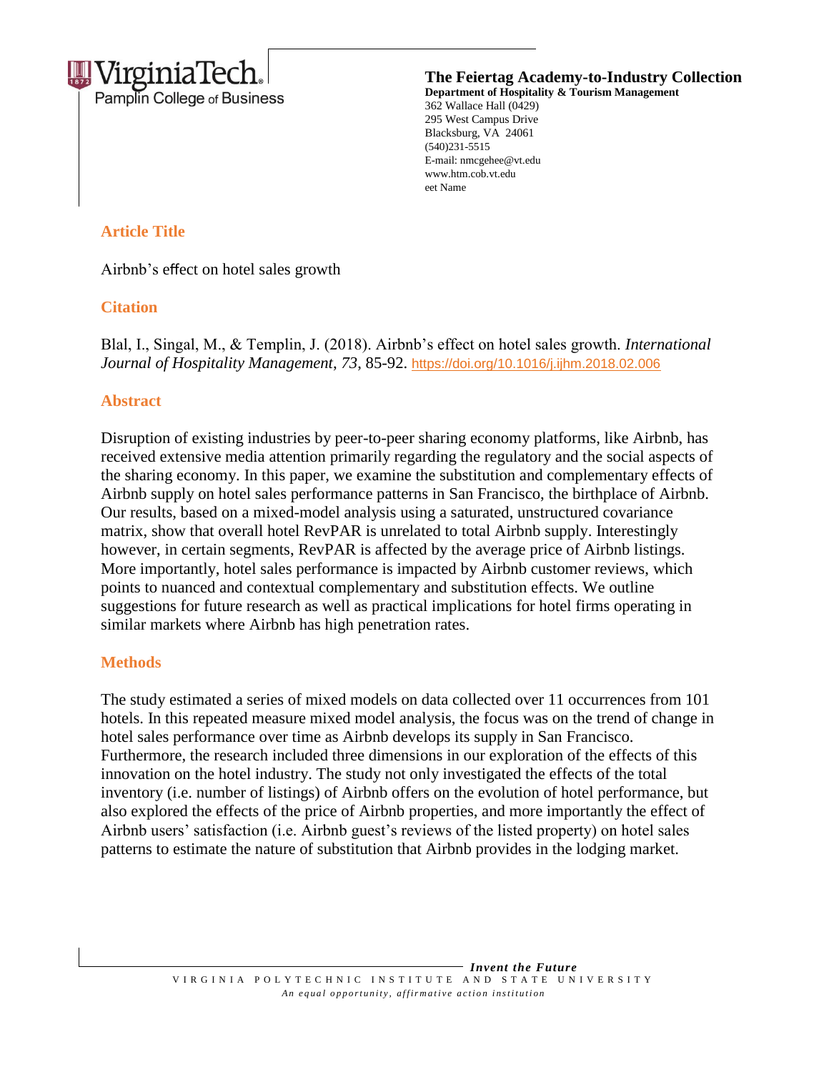Virginia Tech
Pamplin College of Business

**The Feiertag Academy-to-Industry Collection**
**Department of Hospitality & Tourism Management**
362 Wallace Hall (0429)
295 West Campus Drive
Blacksburg, VA 24061
(540)231-5515
E-mail: nmcgehee@vt.edu
www.htm.cob.vt.edu
eet Name

## Article Title

Airbnb's effect on hotel sales growth

## Citation

Blal, I., Singal, M., & Templin, J. (2018). Airbnb's effect on hotel sales growth. *International Journal of Hospitality Management*, *73*, 85-92. https://doi.org/10.1016/j.ijhm.2018.02.006

## Abstract

Disruption of existing industries by peer-to-peer sharing economy platforms, like Airbnb, has received extensive media attention primarily regarding the regulatory and the social aspects of the sharing economy. In this paper, we examine the substitution and complementary effects of Airbnb supply on hotel sales performance patterns in San Francisco, the birthplace of Airbnb. Our results, based on a mixed-model analysis using a saturated, unstructured covariance matrix, show that overall hotel RevPAR is unrelated to total Airbnb supply. Interestingly however, in certain segments, RevPAR is affected by the average price of Airbnb listings. More importantly, hotel sales performance is impacted by Airbnb customer reviews, which points to nuanced and contextual complementary and substitution effects. We outline suggestions for future research as well as practical implications for hotel firms operating in similar markets where Airbnb has high penetration rates.

## Methods

The study estimated a series of mixed models on data collected over 11 occurrences from 101 hotels. In this repeated measure mixed model analysis, the focus was on the trend of change in hotel sales performance over time as Airbnb develops its supply in San Francisco. Furthermore, the research included three dimensions in our exploration of the effects of this innovation on the hotel industry. The study not only investigated the effects of the total inventory (i.e. number of listings) of Airbnb offers on the evolution of hotel performance, but also explored the effects of the price of Airbnb properties, and more importantly the effect of Airbnb users' satisfaction (i.e. Airbnb guest's reviews of the listed property) on hotel sales patterns to estimate the nature of substitution that Airbnb provides in the lodging market.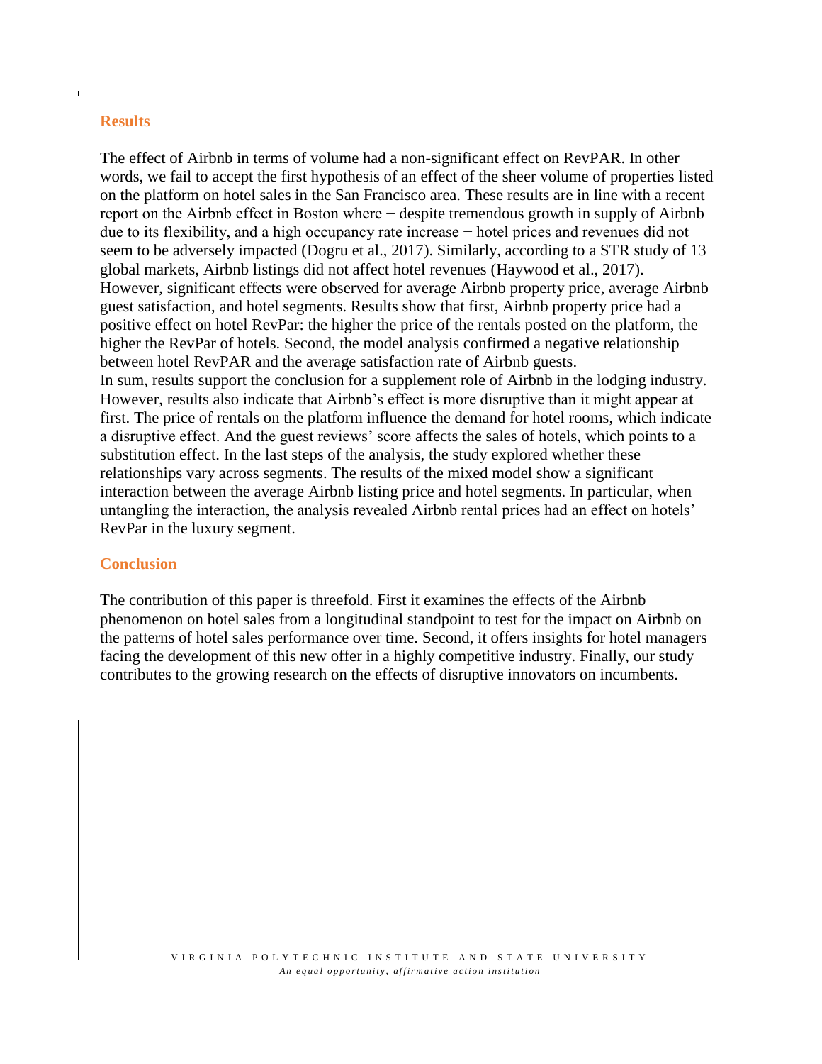## Results

The effect of Airbnb in terms of volume had a non-significant effect on RevPAR. In other words, we fail to accept the first hypothesis of an effect of the sheer volume of properties listed on the platform on hotel sales in the San Francisco area. These results are in line with a recent report on the Airbnb effect in Boston where − despite tremendous growth in supply of Airbnb due to its flexibility, and a high occupancy rate increase − hotel prices and revenues did not seem to be adversely impacted (Dogru et al., 2017). Similarly, according to a STR study of 13 global markets, Airbnb listings did not affect hotel revenues (Haywood et al., 2017). However, significant effects were observed for average Airbnb property price, average Airbnb guest satisfaction, and hotel segments. Results show that first, Airbnb property price had a positive effect on hotel RevPar: the higher the price of the rentals posted on the platform, the higher the RevPar of hotels. Second, the model analysis confirmed a negative relationship between hotel RevPAR and the average satisfaction rate of Airbnb guests.

In sum, results support the conclusion for a supplement role of Airbnb in the lodging industry. However, results also indicate that Airbnb's effect is more disruptive than it might appear at first. The price of rentals on the platform influence the demand for hotel rooms, which indicate a disruptive effect. And the guest reviews' score affects the sales of hotels, which points to a substitution effect. In the last steps of the analysis, the study explored whether these relationships vary across segments. The results of the mixed model show a significant interaction between the average Airbnb listing price and hotel segments. In particular, when untangling the interaction, the analysis revealed Airbnb rental prices had an effect on hotels' RevPar in the luxury segment.

## Conclusion

The contribution of this paper is threefold. First it examines the effects of the Airbnb phenomenon on hotel sales from a longitudinal standpoint to test for the impact on Airbnb on the patterns of hotel sales performance over time. Second, it offers insights for hotel managers facing the development of this new offer in a highly competitive industry. Finally, our study contributes to the growing research on the effects of disruptive innovators on incumbents.